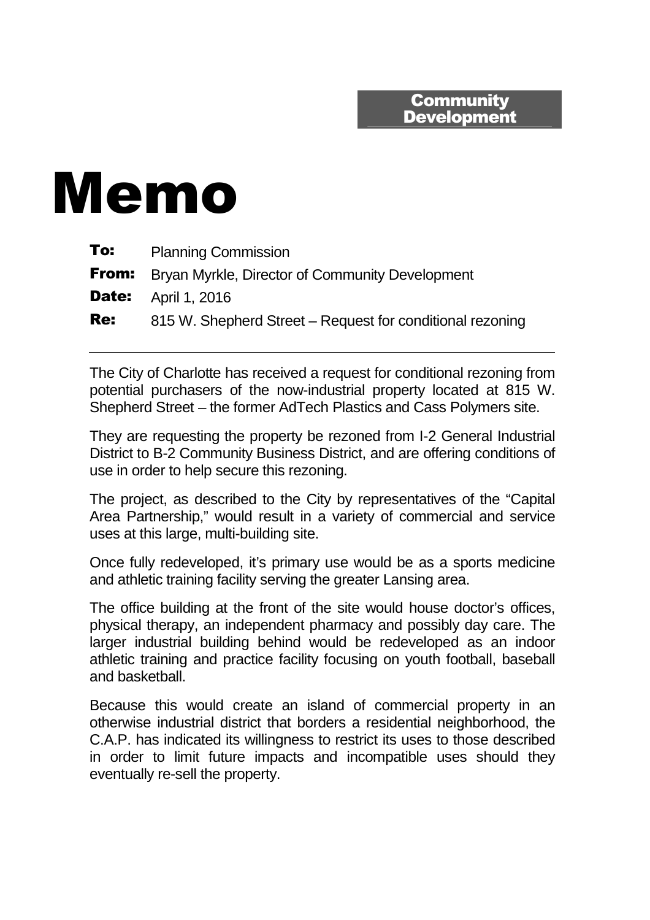**Community Development**

# Memo

**To:** Planning Commission

**From:** Bryan Myrkle, Director of Community Development

**Date:** April 1, 2016

**Re:** 815 W. Shepherd Street – Request for conditional rezoning

---

The City of Charlotte has received a request for conditional rezoning from potential purchasers of the now-industrial property located at 815 W. Shepherd Street – the former AdTech Plastics and Cass Polymers site.

They are requesting the property be rezoned from I-2 General Industrial District to B-2 Community Business District, and are offering conditions of use in order to help secure this rezoning.

The project, as described to the City by representatives of the "Capital Area Partnership," would result in a variety of commercial and service uses at this large, multi-building site.

Once fully redeveloped, it's primary use would be as a sports medicine and athletic training facility serving the greater Lansing area.

The office building at the front of the site would house doctor's offices, physical therapy, an independent pharmacy and possibly day care. The larger industrial building behind would be redeveloped as an indoor athletic training and practice facility focusing on youth football, baseball and basketball.

Because this would create an island of commercial property in an otherwise industrial district that borders a residential neighborhood, the C.A.P. has indicated its willingness to restrict its uses to those described in order to limit future impacts and incompatible uses should they eventually re-sell the property.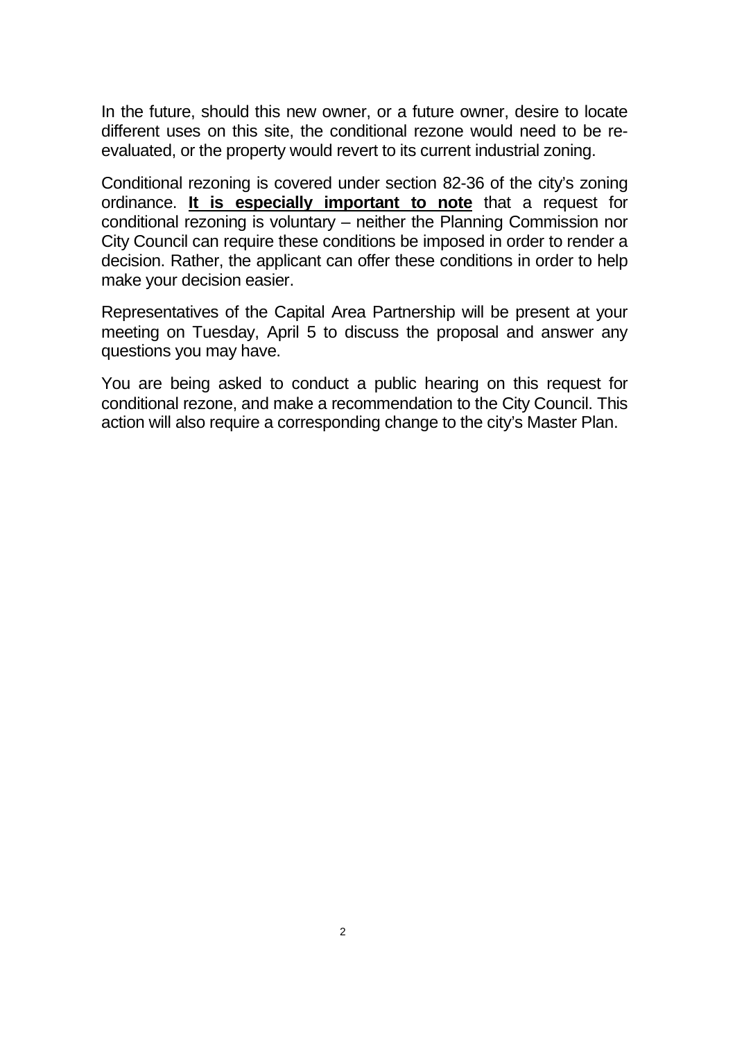In the future, should this new owner, or a future owner, desire to locate different uses on this site, the conditional rezone would need to be re-evaluated, or the property would revert to its current industrial zoning.

Conditional rezoning is covered under section 82-36 of the city's zoning ordinance. **It is especially important to note** that a request for conditional rezoning is voluntary – neither the Planning Commission nor City Council can require these conditions be imposed in order to render a decision. Rather, the applicant can offer these conditions in order to help make your decision easier.

Representatives of the Capital Area Partnership will be present at your meeting on Tuesday, April 5 to discuss the proposal and answer any questions you may have.

You are being asked to conduct a public hearing on this request for conditional rezone, and make a recommendation to the City Council. This action will also require a corresponding change to the city's Master Plan.